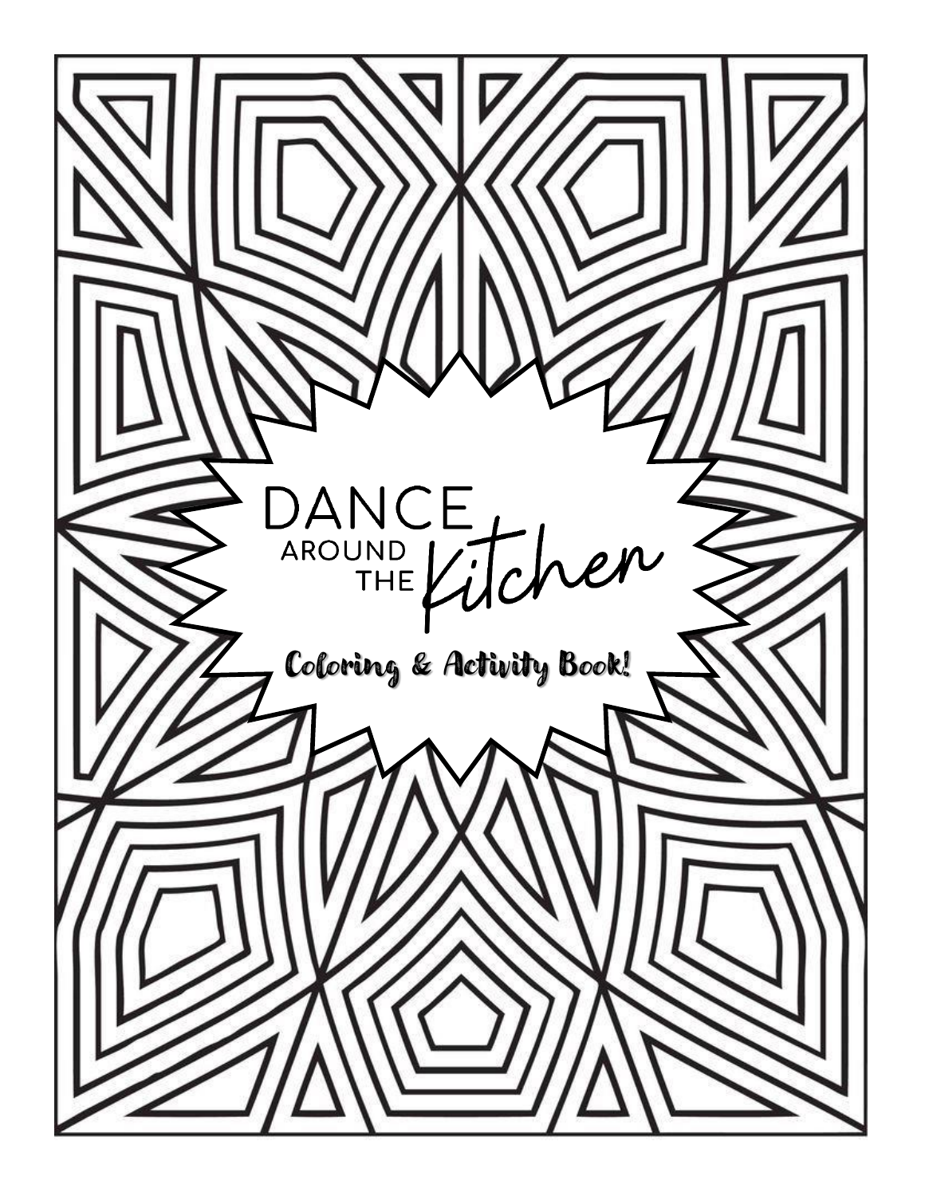# DANCE AROUND THE Kitchen

Coloring & Activity Book!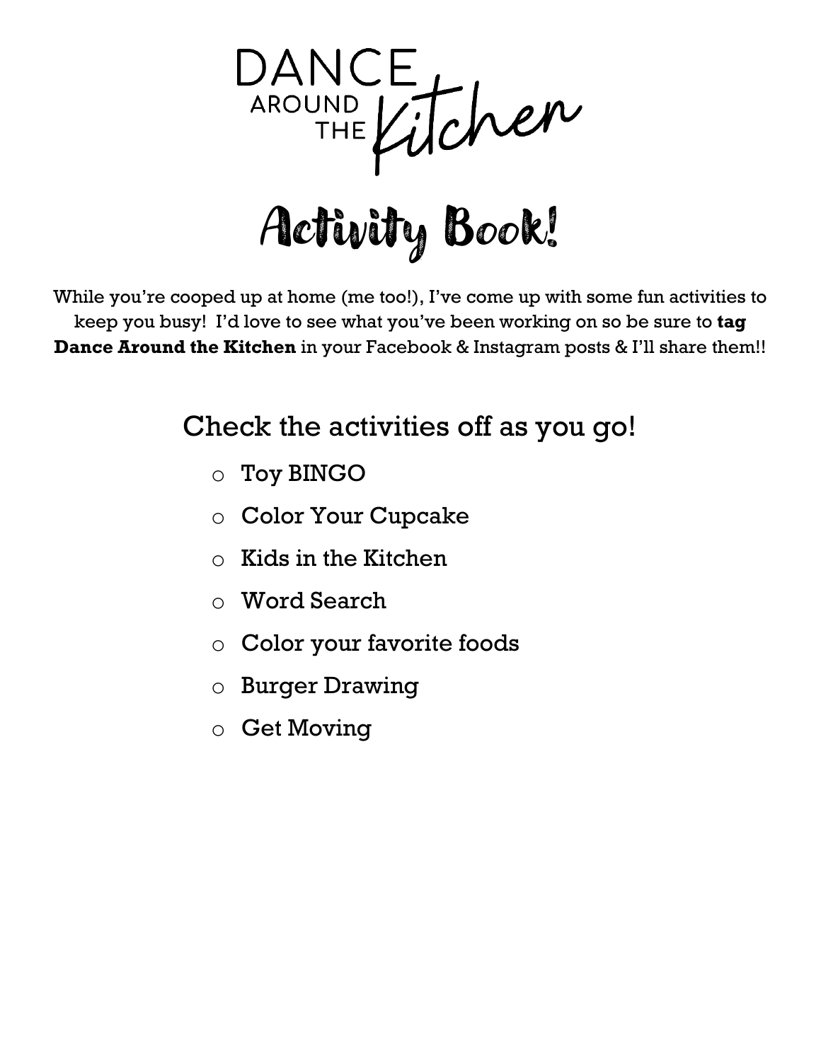# DANCE AROUND THE Kitchen

# Activity Book!

While you're cooped up at home (me too!), I've come up with some fun activities to keep you busy! I'd love to see what you've been working on so be sure to **tag Dance Around the Kitchen** in your Facebook & Instagram posts & I'll share them!!

## Check the activities off as you go!

- Toy BINGO
- Color Your Cupcake
- Kids in the Kitchen
- Word Search
- Color your favorite foods
- Burger Drawing
- Get Moving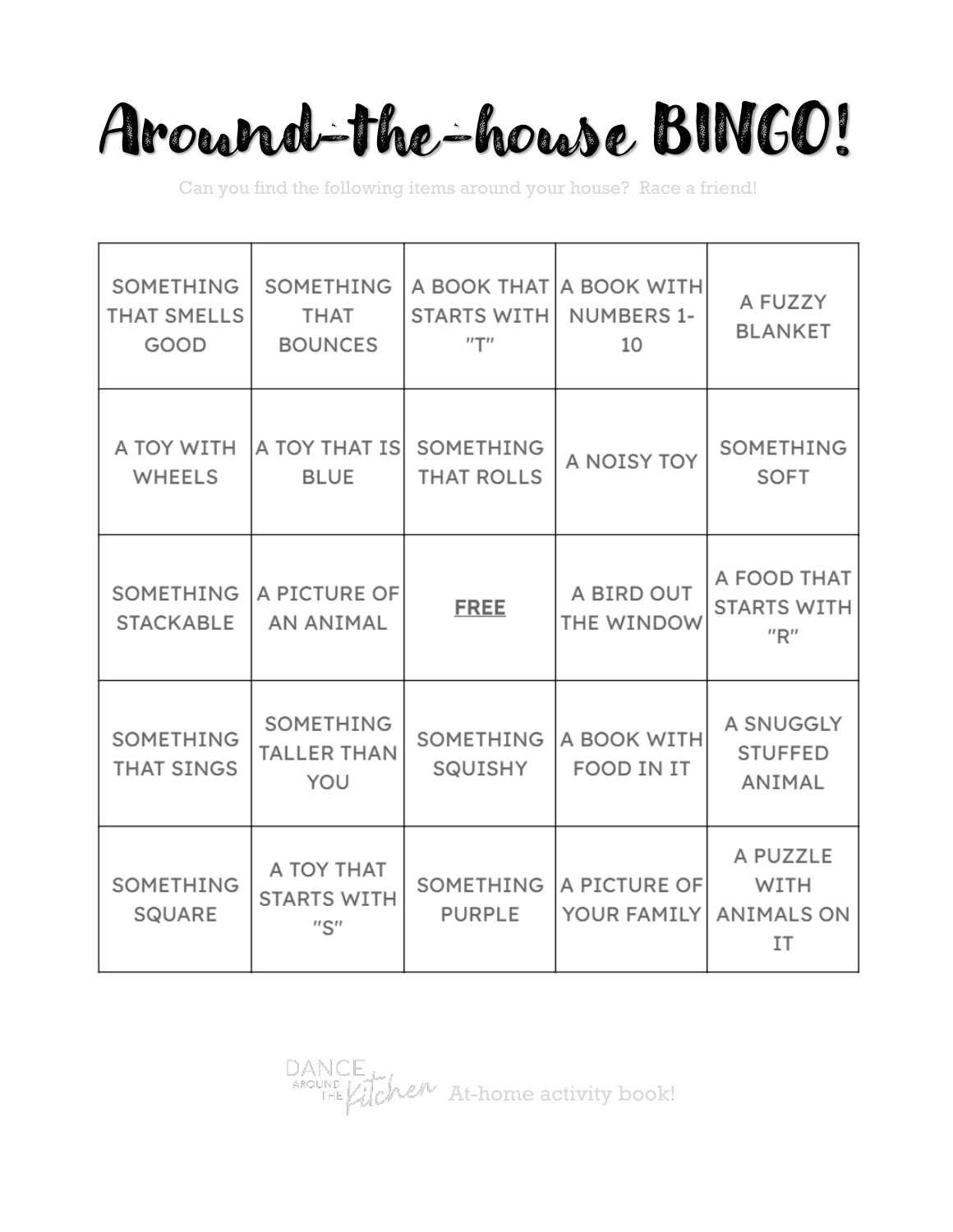# Around-the-house BINGO!

Can you find the following items around your house? Race a friend!

| | | | | |
|---|---|---|---|---|
| SOMETHING THAT SMELLS GOOD | SOMETHING THAT BOUNCES | A BOOK THAT STARTS WITH "T" | A BOOK WITH NUMBERS 1-10 | A FUZZY BLANKET |
| A TOY WITH WHEELS | A TOY THAT IS BLUE | SOMETHING THAT ROLLS | A NOISY TOY | SOMETHING SOFT |
| SOMETHING STACKABLE | A PICTURE OF AN ANIMAL | **FREE** | A BIRD OUT THE WINDOW | A FOOD THAT STARTS WITH "R" |
| SOMETHING THAT SINGS | SOMETHING TALLER THAN YOU | SOMETHING SQUISHY | A BOOK WITH FOOD IN IT | A SNUGGLY STUFFED ANIMAL |
| SOMETHING SQUARE | A TOY THAT STARTS WITH "S" | SOMETHING PURPLE | A PICTURE OF YOUR FAMILY | A PUZZLE WITH ANIMALS ON IT |

DANCE AROUND THE Kitchen At-home activity book!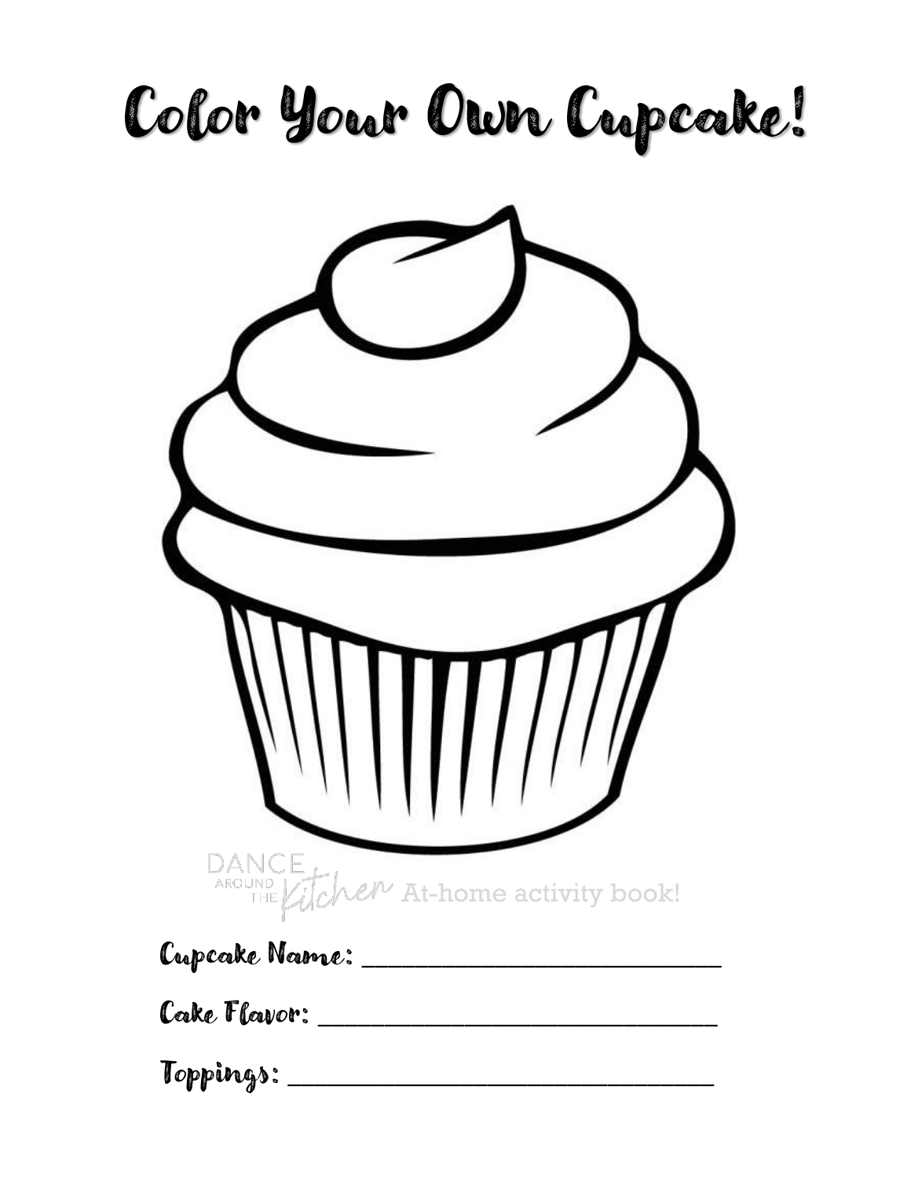# Color Your Own Cupcake!

DANCE AROUND THE Kitchen At-home activity book!

Cupcake Name: ______________________________

Cake Flavor: ______________________________

Toppings: ______________________________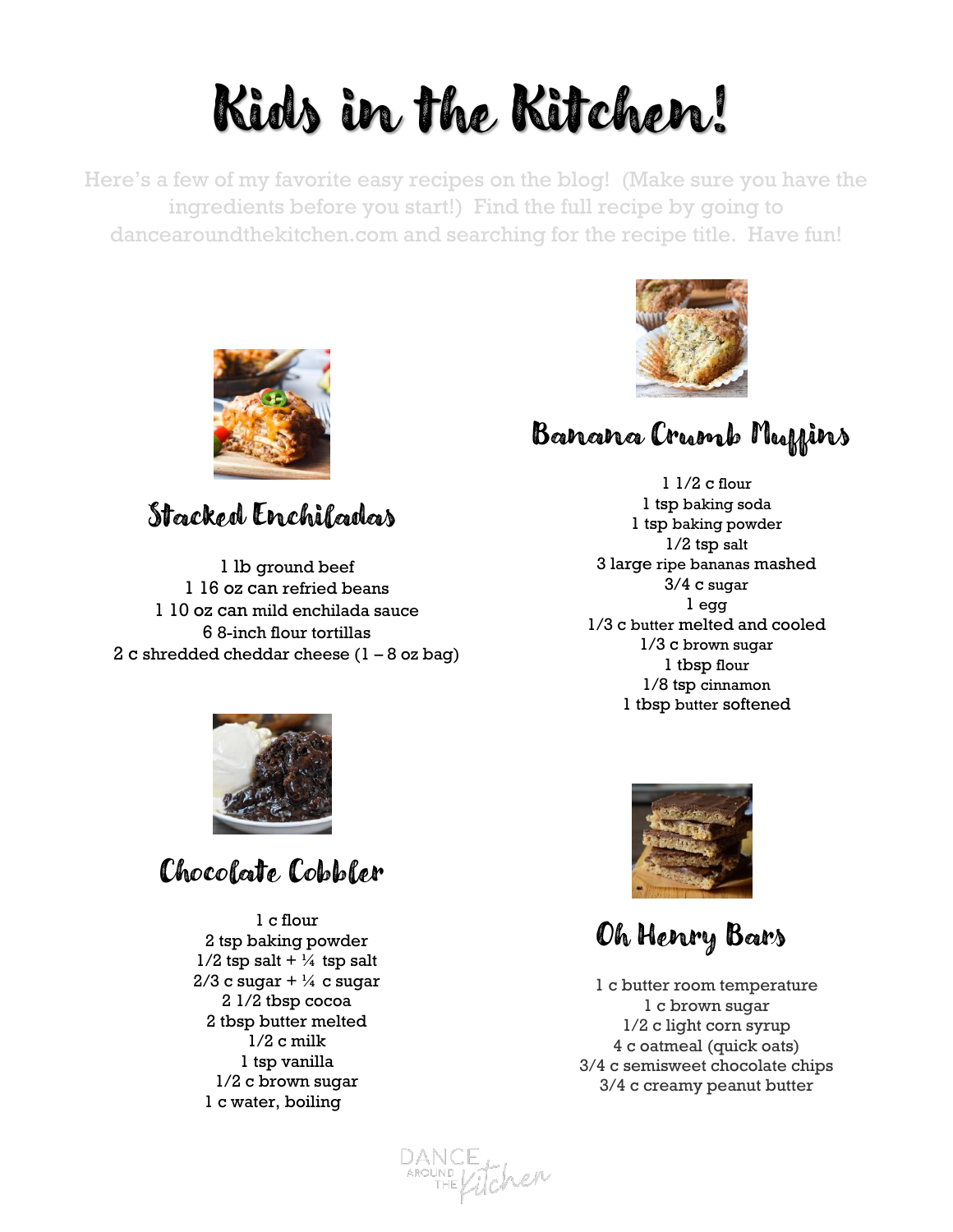# Kids in the Kitchen!

Here's a few of my favorite easy recipes on the blog! (Make sure you have the ingredients before you start!) Find the full recipe by going to dancearoundthekitchen.com and searching for the recipe title. Have fun!

## Stacked Enchiladas

1 lb ground beef
1 16 oz can refried beans
1 10 oz can mild enchilada sauce
6 8-inch flour tortillas
2 c shredded cheddar cheese (1 – 8 oz bag)

## Chocolate Cobbler

1 c flour
2 tsp baking powder
1/2 tsp salt + ¼ tsp salt
2/3 c sugar + ¼ c sugar
2 1/2 tbsp cocoa
2 tbsp butter melted
1/2 c milk
1 tsp vanilla
1/2 c brown sugar
1 c water, boiling

## Banana Crumb Muffins

1 1/2 c flour
1 tsp baking soda
1 tsp baking powder
1/2 tsp salt
3 large ripe bananas mashed
3/4 c sugar
1 egg
1/3 c butter melted and cooled
1/3 c brown sugar
1 tbsp flour
1/8 tsp cinnamon
1 tbsp butter softened

## Oh Henry Bars

1 c butter room temperature
1 c brown sugar
1/2 c light corn syrup
4 c oatmeal (quick oats)
3/4 c semisweet chocolate chips
3/4 c creamy peanut butter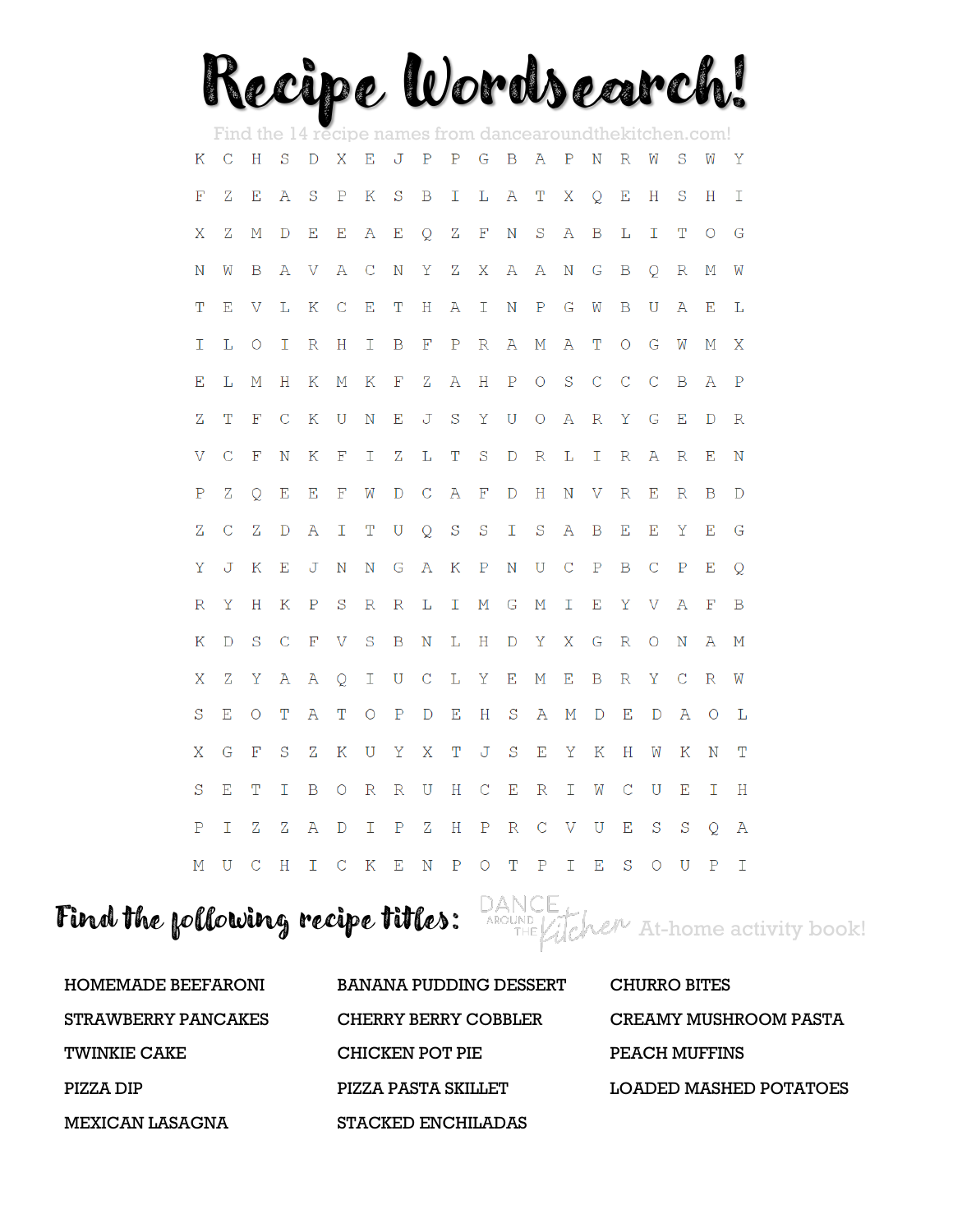# Recipe Wordsearch!

Find the 14 recipe names from dancearoundthekitchen.com!

```
K C H S D X E J P P G B A P N R W S W Y
F Z E A S P K S B I L A T X Q E H S H I
X Z M D E E A E Q Z F N S A B L I T O G
N W B A V A C N Y Z X A A N G B Q R M W
T E V L K C E T H A I N P G W B U A E L
I L O I R H I B F P R A M A T O G W M X
E L M H K M K F Z A H P O S C C C B A P
Z T F C K U N E J S Y U O A R Y G E D R
V C F N K F I Z L T S D R L I R A R E N
P Z Q E E F W D C A F D H N V R E R B D
Z C Z D A I T U Q S S I S A B E E Y E G
Y J K E J N N G A K P N U C P B C P E Q
R Y H K P S R R L I M G M I E Y V A F B
K D S C F V S B N L H D Y X G R O N A M
X Z Y A A Q I U C L Y E M E B R Y C R W
S E O T A T O P D E H S A M D E D A O L
X G F S Z K U Y X T J S E Y K H W K N T
S E T I B O R R U H C E R I W C U E I H
P I Z Z A D I P Z H P R C V U E S S Q A
M U C H I C K E N P O T P I E S O U P I
```

## Find the following recipe titles:

DANCE AROUND THE Kitchen At-home activity book!

| | | |
|---|---|---|
| HOMEMADE BEEFARONI | BANANA PUDDING DESSERT | CHURRO BITES |
| STRAWBERRY PANCAKES | CHERRY BERRY COBBLER | CREAMY MUSHROOM PASTA |
| TWINKIE CAKE | CHICKEN POT PIE | PEACH MUFFINS |
| PIZZA DIP | PIZZA PASTA SKILLET | LOADED MASHED POTATOES |
| MEXICAN LASAGNA | STACKED ENCHILADAS | |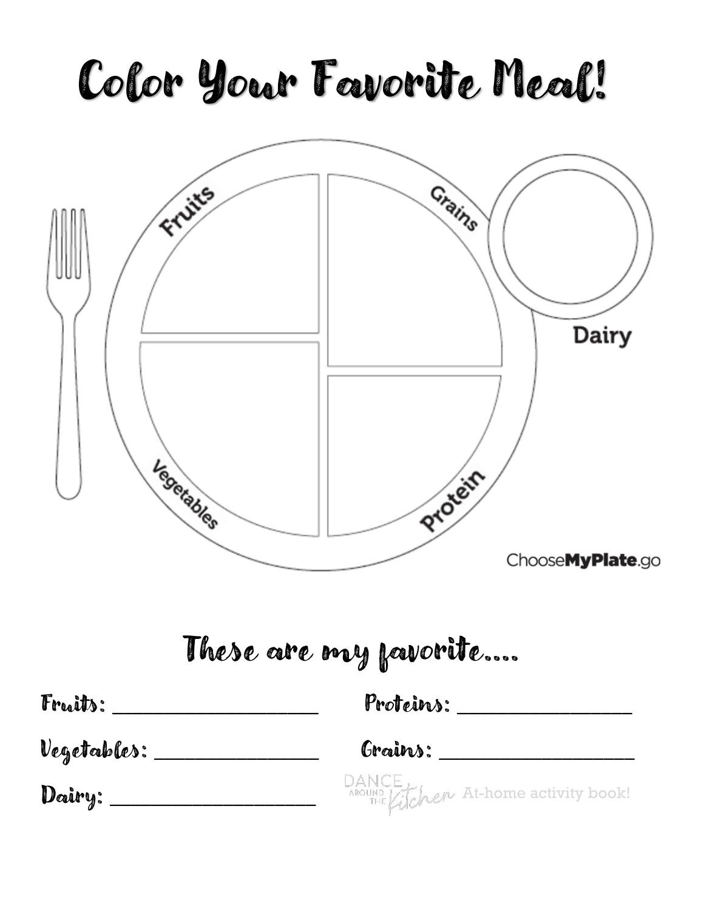# Color Your Favorite Meal!

Fruits

Grains

Dairy

Vegetables

Protein

ChooseMyPlate.go

## These are my favorite....

Fruits: ______________________

Proteins: ____________________

Vegetables: __________________

Grains: ______________________

Dairy: _______________________

DANCE AROUND THE Kitchen At-home activity book!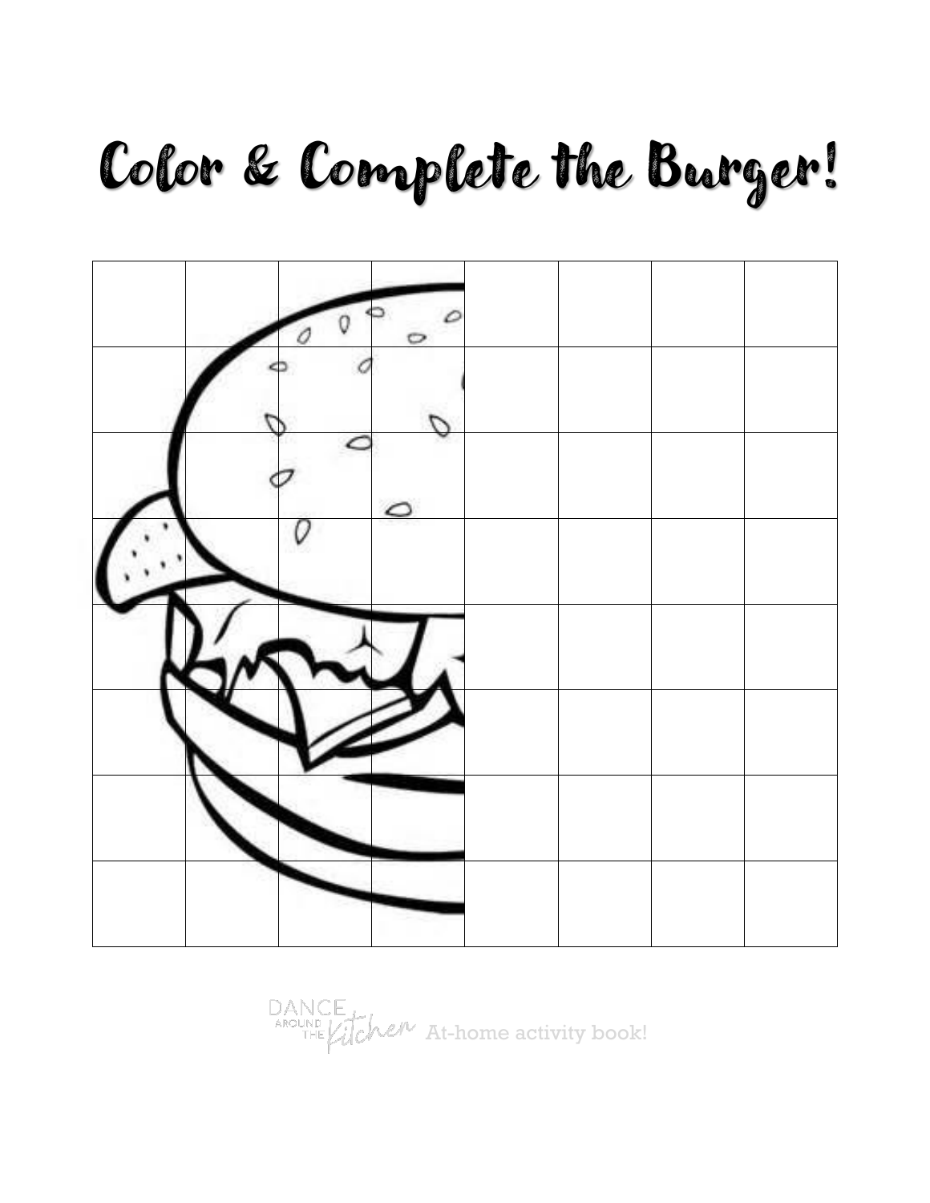# Color & Complete the Burger!

DANCE AROUND THE Kitchen At-home activity book!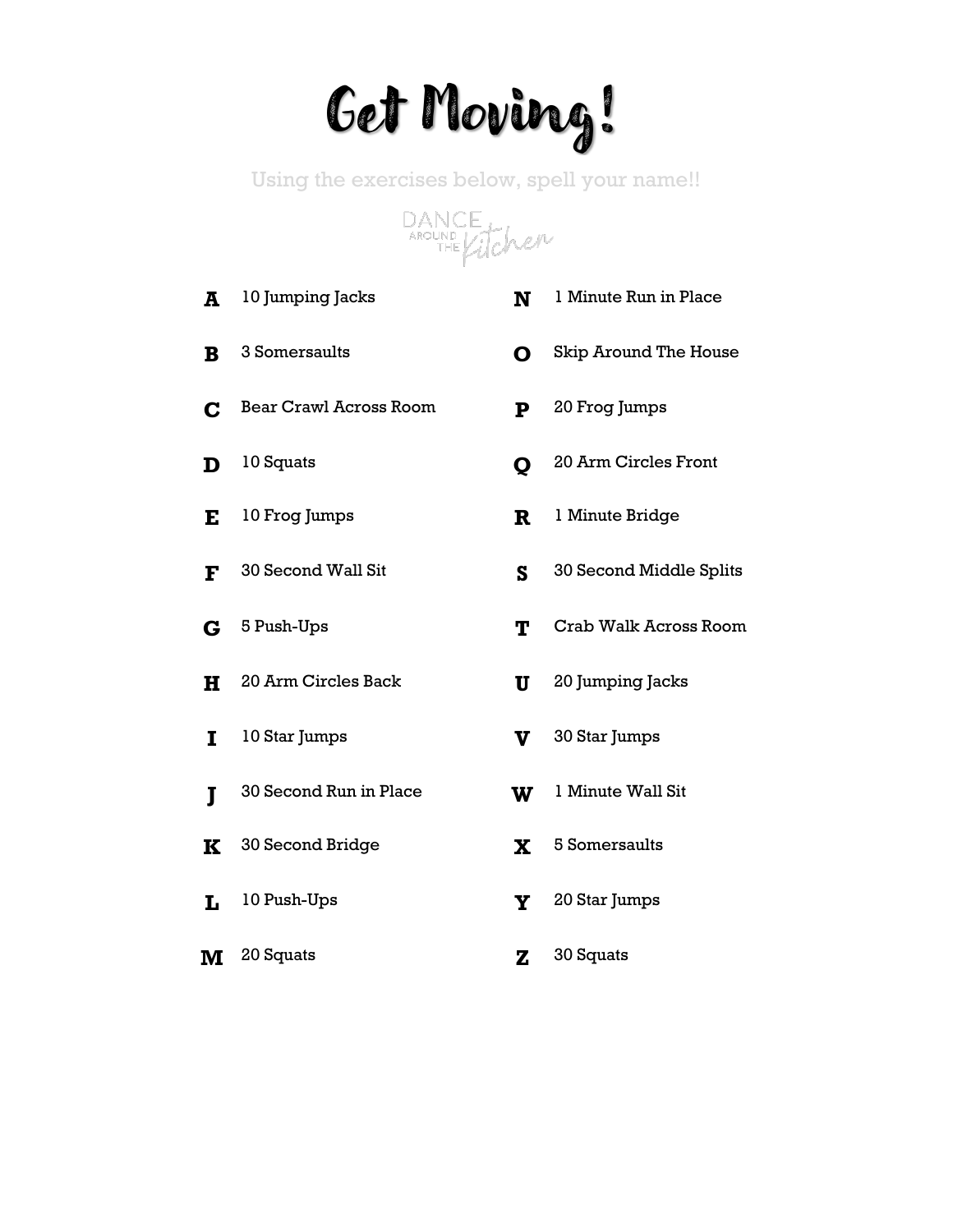# Get Moving!

Using the exercises below, spell your name!!

DANCE AROUND THE Kitchen

**A** 10 Jumping Jacks

**B** 3 Somersaults

**C** Bear Crawl Across Room

**D** 10 Squats

**E** 10 Frog Jumps

**F** 30 Second Wall Sit

**G** 5 Push-Ups

**H** 20 Arm Circles Back

**I** 10 Star Jumps

**J** 30 Second Run in Place

**K** 30 Second Bridge

**L** 10 Push-Ups

**M** 20 Squats

**N** 1 Minute Run in Place

**O** Skip Around The House

**P** 20 Frog Jumps

**Q** 20 Arm Circles Front

**R** 1 Minute Bridge

**S** 30 Second Middle Splits

**T** Crab Walk Across Room

**U** 20 Jumping Jacks

**V** 30 Star Jumps

**W** 1 Minute Wall Sit

**X** 5 Somersaults

**Y** 20 Star Jumps

**Z** 30 Squats